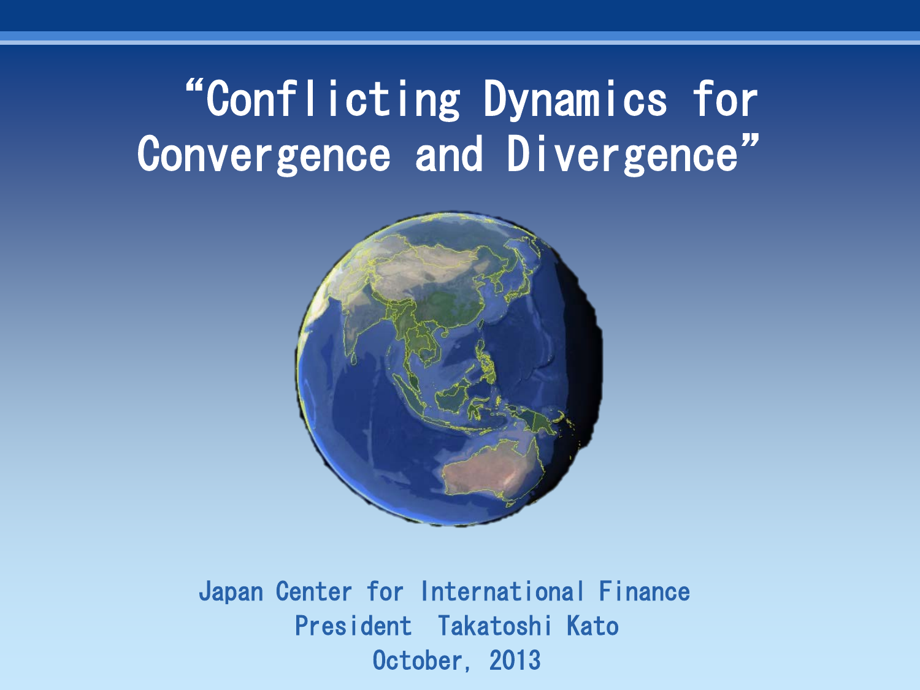# "Conflicting Dynamics for Convergence and Divergence"

Japan Center for International Finance

President Takatoshi Kato

October, 2013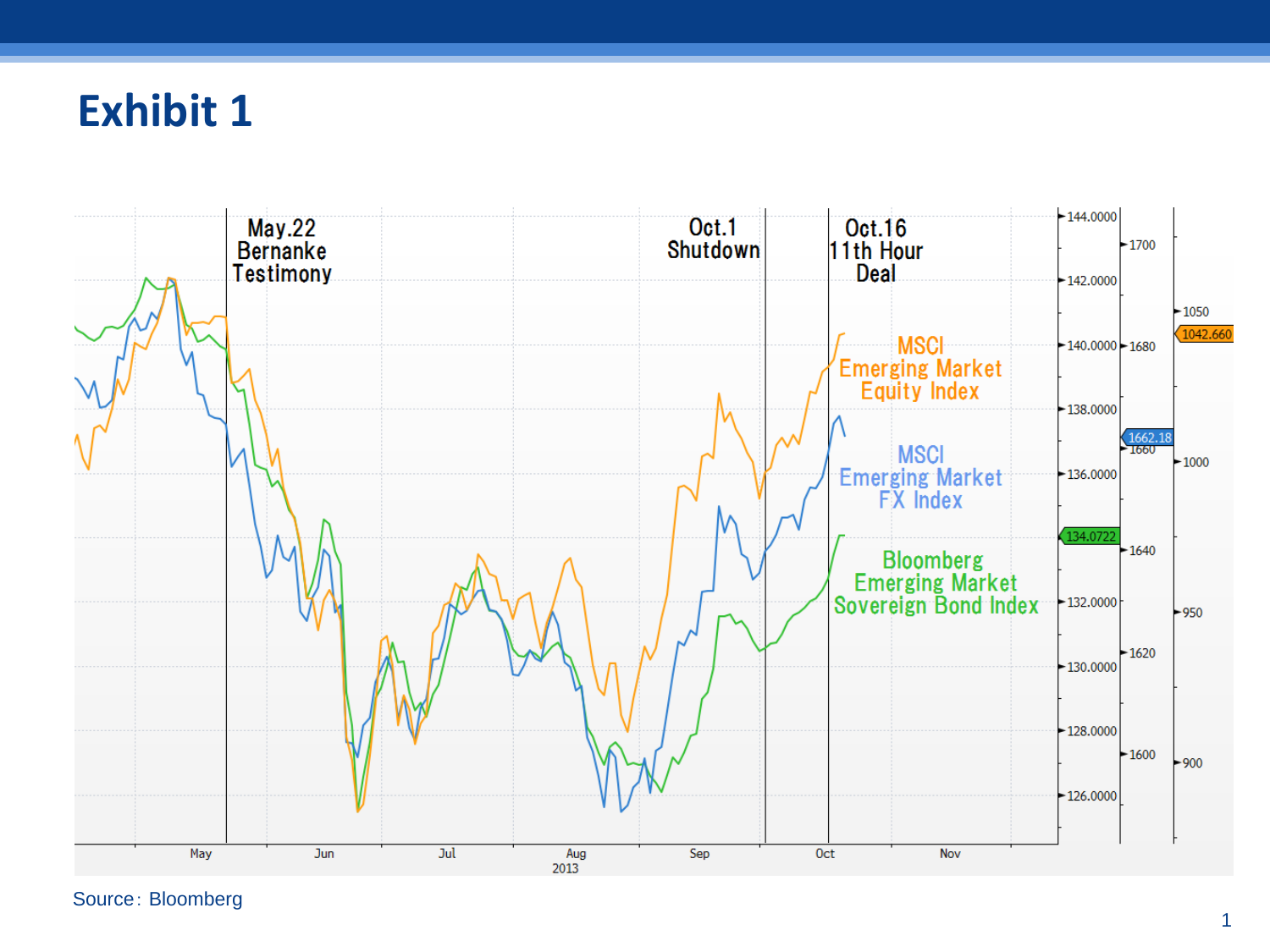# Exhibit 1

Source: Bloomberg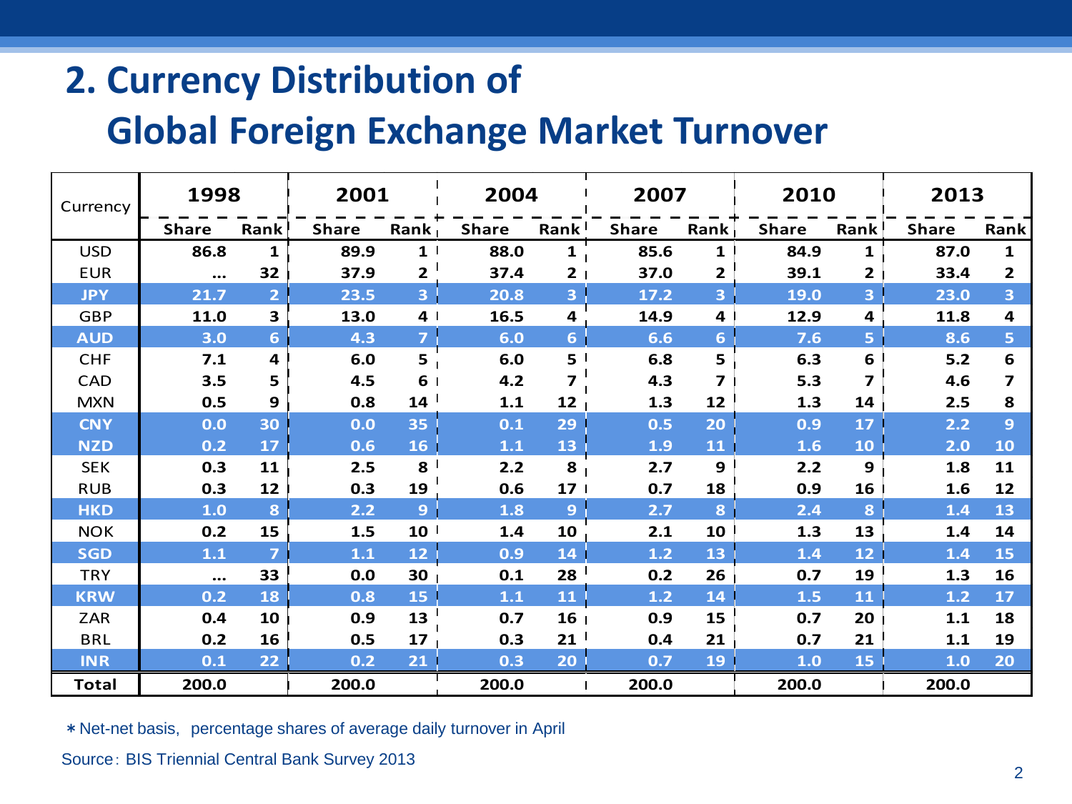# 2. Currency Distribution of Global Foreign Exchange Market Turnover

| Currency | 1998 | | 2001 | | 2004 | | 2007 | | 2010 | | 2013 | |
|---|---|---|---|---|---|---|---|---|---|---|---|---|
| | Share | Rank | Share | Rank | Share | Rank | Share | Rank | Share | Rank | Share | Rank |
| USD | 86.8 | 1 | 89.9 | 1 | 88.0 | 1 | 85.6 | 1 | 84.9 | 1 | 87.0 | 1 |
| EUR | ... | 32 | 37.9 | 2 | 37.4 | 2 | 37.0 | 2 | 39.1 | 2 | 33.4 | 2 |
| JPY | 21.7 | 2 | 23.5 | 3 | 20.8 | 3 | 17.2 | 3 | 19.0 | 3 | 23.0 | 3 |
| GBP | 11.0 | 3 | 13.0 | 4 | 16.5 | 4 | 14.9 | 4 | 12.9 | 4 | 11.8 | 4 |
| AUD | 3.0 | 6 | 4.3 | 7 | 6.0 | 6 | 6.6 | 6 | 7.6 | 5 | 8.6 | 5 |
| CHF | 7.1 | 4 | 6.0 | 5 | 6.0 | 5 | 6.8 | 5 | 6.3 | 6 | 5.2 | 6 |
| CAD | 3.5 | 5 | 4.5 | 6 | 4.2 | 7 | 4.3 | 7 | 5.3 | 7 | 4.6 | 7 |
| MXN | 0.5 | 9 | 0.8 | 14 | 1.1 | 12 | 1.3 | 12 | 1.3 | 14 | 2.5 | 8 |
| CNY | 0.0 | 30 | 0.0 | 35 | 0.1 | 29 | 0.5 | 20 | 0.9 | 17 | 2.2 | 9 |
| NZD | 0.2 | 17 | 0.6 | 16 | 1.1 | 13 | 1.9 | 11 | 1.6 | 10 | 2.0 | 10 |
| SEK | 0.3 | 11 | 2.5 | 8 | 2.2 | 8 | 2.7 | 9 | 2.2 | 9 | 1.8 | 11 |
| RUB | 0.3 | 12 | 0.3 | 19 | 0.6 | 17 | 0.7 | 18 | 0.9 | 16 | 1.6 | 12 |
| HKD | 1.0 | 8 | 2.2 | 9 | 1.8 | 9 | 2.7 | 8 | 2.4 | 8 | 1.4 | 13 |
| NOK | 0.2 | 15 | 1.5 | 10 | 1.4 | 10 | 2.1 | 10 | 1.3 | 13 | 1.4 | 14 |
| SGD | 1.1 | 7 | 1.1 | 12 | 0.9 | 14 | 1.2 | 13 | 1.4 | 12 | 1.4 | 15 |
| TRY | ... | 33 | 0.0 | 30 | 0.1 | 28 | 0.2 | 26 | 0.7 | 19 | 1.3 | 16 |
| KRW | 0.2 | 18 | 0.8 | 15 | 1.1 | 11 | 1.2 | 14 | 1.5 | 11 | 1.2 | 17 |
| ZAR | 0.4 | 10 | 0.9 | 13 | 0.7 | 16 | 0.9 | 15 | 0.7 | 20 | 1.1 | 18 |
| BRL | 0.2 | 16 | 0.5 | 17 | 0.3 | 21 | 0.4 | 21 | 0.7 | 21 | 1.1 | 19 |
| INR | 0.1 | 22 | 0.2 | 21 | 0.3 | 20 | 0.7 | 19 | 1.0 | 15 | 1.0 | 20 |
| Total | 200.0 | | 200.0 | | 200.0 | | 200.0 | | 200.0 | | 200.0 | |

* Net-net basis, percentage shares of average daily turnover in April

Source: BIS Triennial Central Bank Survey 2013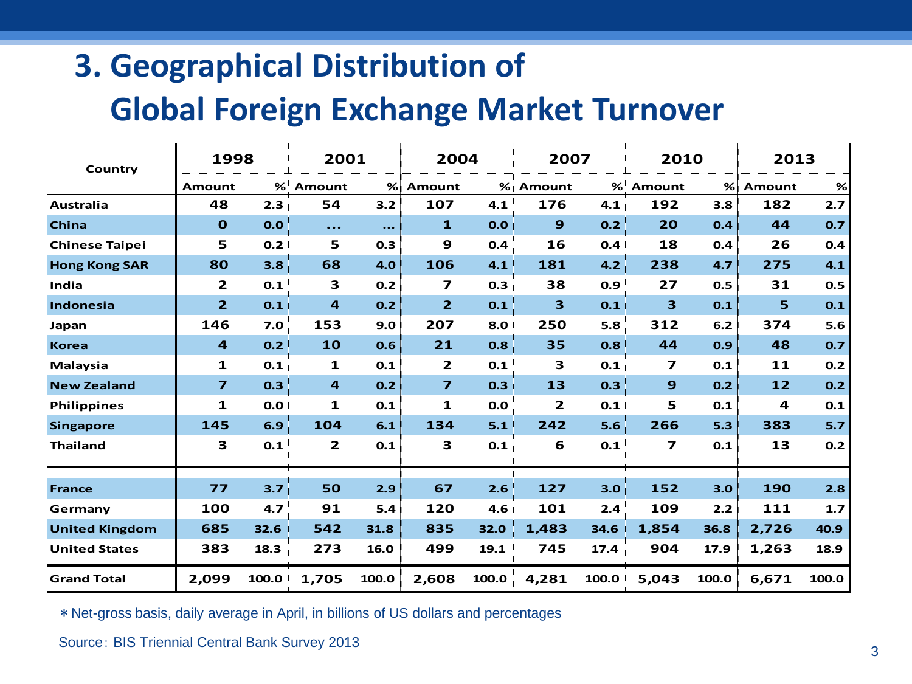# 3. Geographical Distribution of Global Foreign Exchange Market Turnover

| Country | 1998 | | 2001 | | 2004 | | 2007 | | 2010 | | 2013 | |
|---|---|---|---|---|---|---|---|---|---|---|---|---|
| | Amount | % | Amount | % | Amount | % | Amount | % | Amount | % | Amount | % |
| Australia | 48 | 2.3 | 54 | 3.2 | 107 | 4.1 | 176 | 4.1 | 192 | 3.8 | 182 | 2.7 |
| China | 0 | 0.0 | ... | ... | 1 | 0.0 | 9 | 0.2 | 20 | 0.4 | 44 | 0.7 |
| Chinese Taipei | 5 | 0.2 | 5 | 0.3 | 9 | 0.4 | 16 | 0.4 | 18 | 0.4 | 26 | 0.4 |
| Hong Kong SAR | 80 | 3.8 | 68 | 4.0 | 106 | 4.1 | 181 | 4.2 | 238 | 4.7 | 275 | 4.1 |
| India | 2 | 0.1 | 3 | 0.2 | 7 | 0.3 | 38 | 0.9 | 27 | 0.5 | 31 | 0.5 |
| Indonesia | 2 | 0.1 | 4 | 0.2 | 2 | 0.1 | 3 | 0.1 | 3 | 0.1 | 5 | 0.1 |
| Japan | 146 | 7.0 | 153 | 9.0 | 207 | 8.0 | 250 | 5.8 | 312 | 6.2 | 374 | 5.6 |
| Korea | 4 | 0.2 | 10 | 0.6 | 21 | 0.8 | 35 | 0.8 | 44 | 0.9 | 48 | 0.7 |
| Malaysia | 1 | 0.1 | 1 | 0.1 | 2 | 0.1 | 3 | 0.1 | 7 | 0.1 | 11 | 0.2 |
| New Zealand | 7 | 0.3 | 4 | 0.2 | 7 | 0.3 | 13 | 0.3 | 9 | 0.2 | 12 | 0.2 |
| Philippines | 1 | 0.0 | 1 | 0.1 | 1 | 0.0 | 2 | 0.1 | 5 | 0.1 | 4 | 0.1 |
| Singapore | 145 | 6.9 | 104 | 6.1 | 134 | 5.1 | 242 | 5.6 | 266 | 5.3 | 383 | 5.7 |
| Thailand | 3 | 0.1 | 2 | 0.1 | 3 | 0.1 | 6 | 0.1 | 7 | 0.1 | 13 | 0.2 |
| France | 77 | 3.7 | 50 | 2.9 | 67 | 2.6 | 127 | 3.0 | 152 | 3.0 | 190 | 2.8 |
| Germany | 100 | 4.7 | 91 | 5.4 | 120 | 4.6 | 101 | 2.4 | 109 | 2.2 | 111 | 1.7 |
| United Kingdom | 685 | 32.6 | 542 | 31.8 | 835 | 32.0 | 1,483 | 34.6 | 1,854 | 36.8 | 2,726 | 40.9 |
| United States | 383 | 18.3 | 273 | 16.0 | 499 | 19.1 | 745 | 17.4 | 904 | 17.9 | 1,263 | 18.9 |
| Grand Total | 2,099 | 100.0 | 1,705 | 100.0 | 2,608 | 100.0 | 4,281 | 100.0 | 5,043 | 100.0 | 6,671 | 100.0 |

* Net-gross basis, daily average in April, in billions of US dollars and percentages

Source: BIS Triennial Central Bank Survey 2013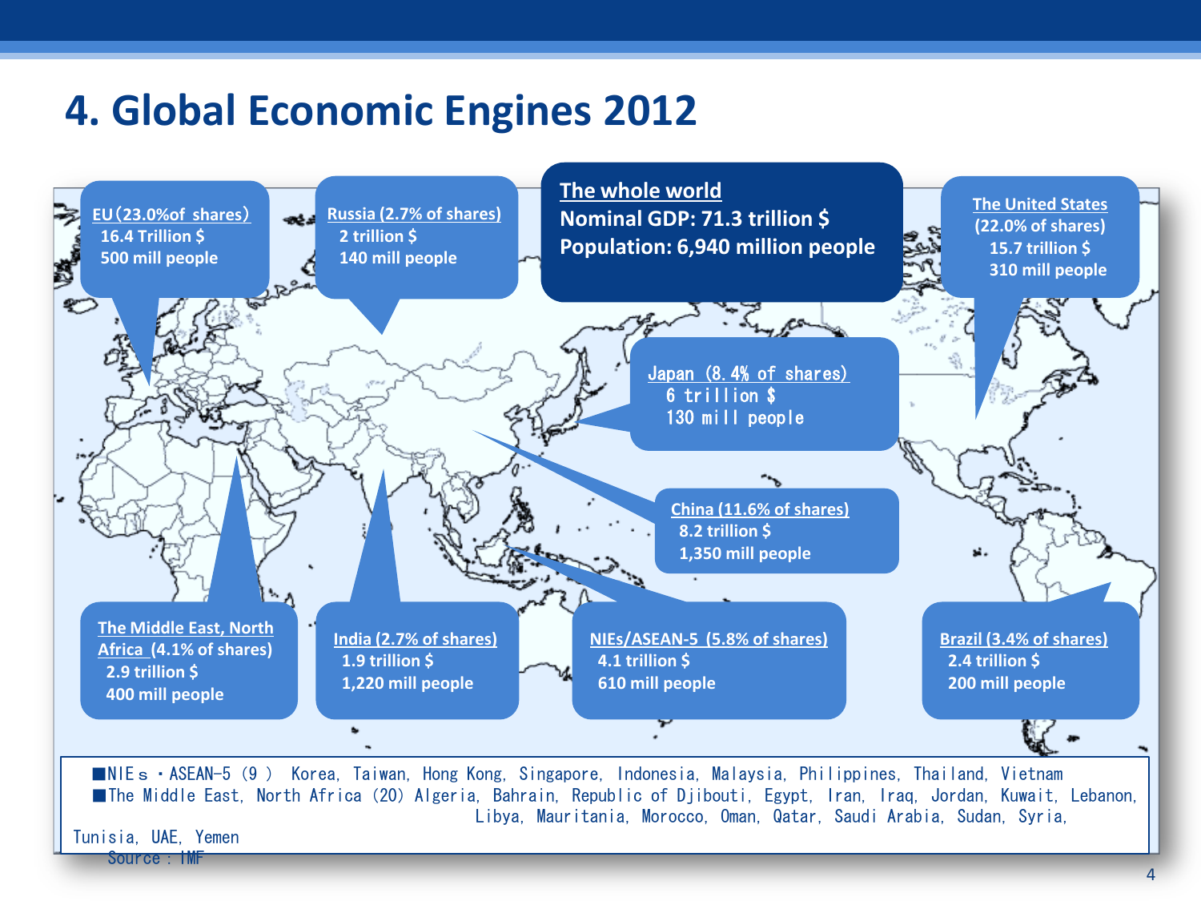# 4. Global Economic Engines 2012

**The whole world**
**Nominal GDP: 71.3 trillion $**
**Population: 6,940 million people**

**EU (23.0%of shares)**
16.4 Trillion $
500 mill people

**Russia (2.7% of shares)**
2 trillion $
140 mill people

**The United States (22.0% of shares)**
15.7 trillion $
310 mill people

**Japan (8.4% of shares)**
6 trillion $
130 mill people

**China (11.6% of shares)**
8.2 trillion $
1,350 mill people

**The Middle East, North Africa (4.1% of shares)**
2.9 trillion $
400 mill people

**India (2.7% of shares)**
1.9 trillion $
1,220 mill people

**NIEs/ASEAN-5 (5.8% of shares)**
4.1 trillion $
610 mill people

**Brazil (3.4% of shares)**
2.4 trillion $
200 mill people

■NIEｓ・ASEAN-5（9） Korea, Taiwan, Hong Kong, Singapore, Indonesia, Malaysia, Philippines, Thailand, Vietnam
■The Middle East, North Africa (20) Algeria, Bahrain, Republic of Djibouti, Egypt, Iran, Iraq, Jordan, Kuwait, Lebanon, Libya, Mauritania, Morocco, Oman, Qatar, Saudi Arabia, Sudan, Syria, Tunisia, UAE, Yemen

Source：IMF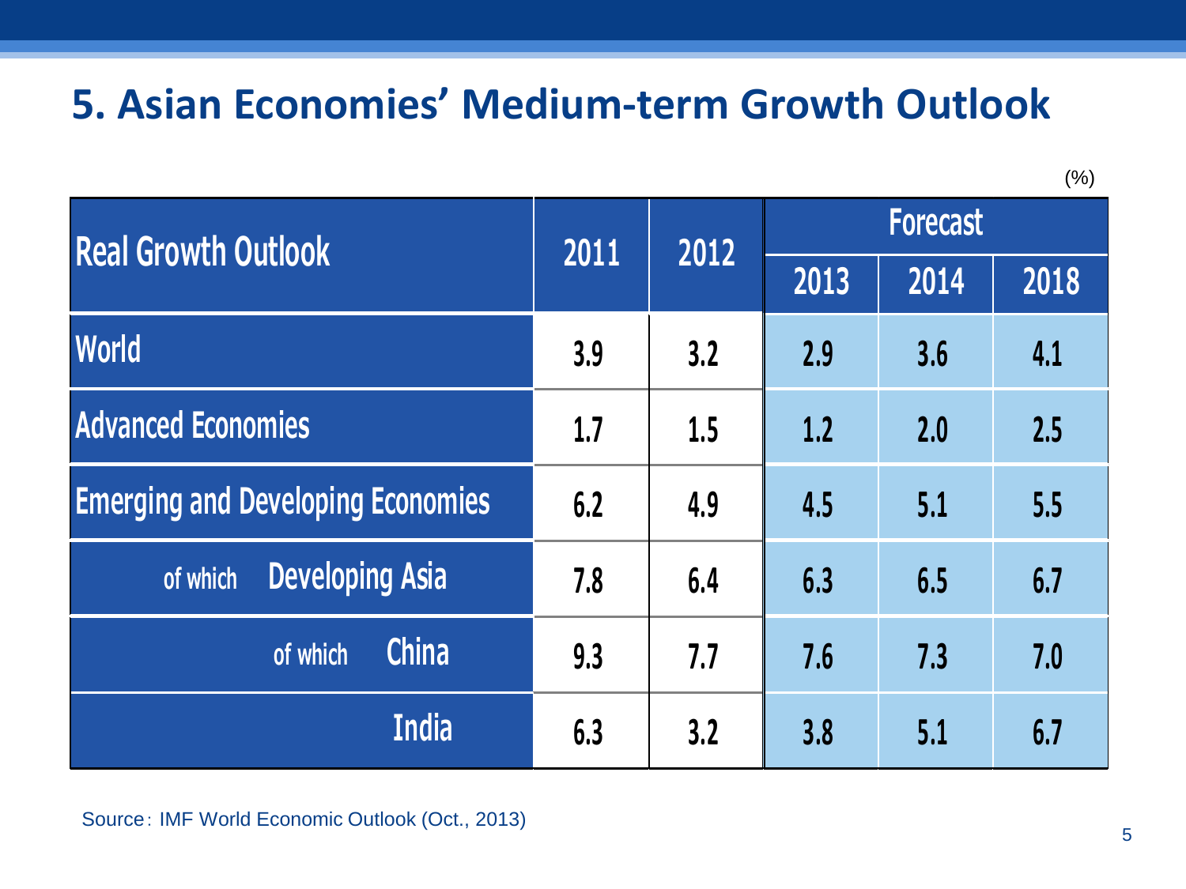## 5. Asian Economies' Medium-term Growth Outlook

(%)

| Real Growth Outlook | 2011 | 2012 | Forecast | | |
|---|---|---|---|---|---|
| | | | 2013 | 2014 | 2018 |
| World | 3.9 | 3.2 | 2.9 | 3.6 | 4.1 |
| Advanced Economies | 1.7 | 1.5 | 1.2 | 2.0 | 2.5 |
| Emerging and Developing Economies | 6.2 | 4.9 | 4.5 | 5.1 | 5.5 |
| of which Developing Asia | 7.8 | 6.4 | 6.3 | 6.5 | 6.7 |
| of which China | 9.3 | 7.7 | 7.6 | 7.3 | 7.0 |
| India | 6.3 | 3.2 | 3.8 | 5.1 | 6.7 |

Source: IMF World Economic Outlook (Oct., 2013)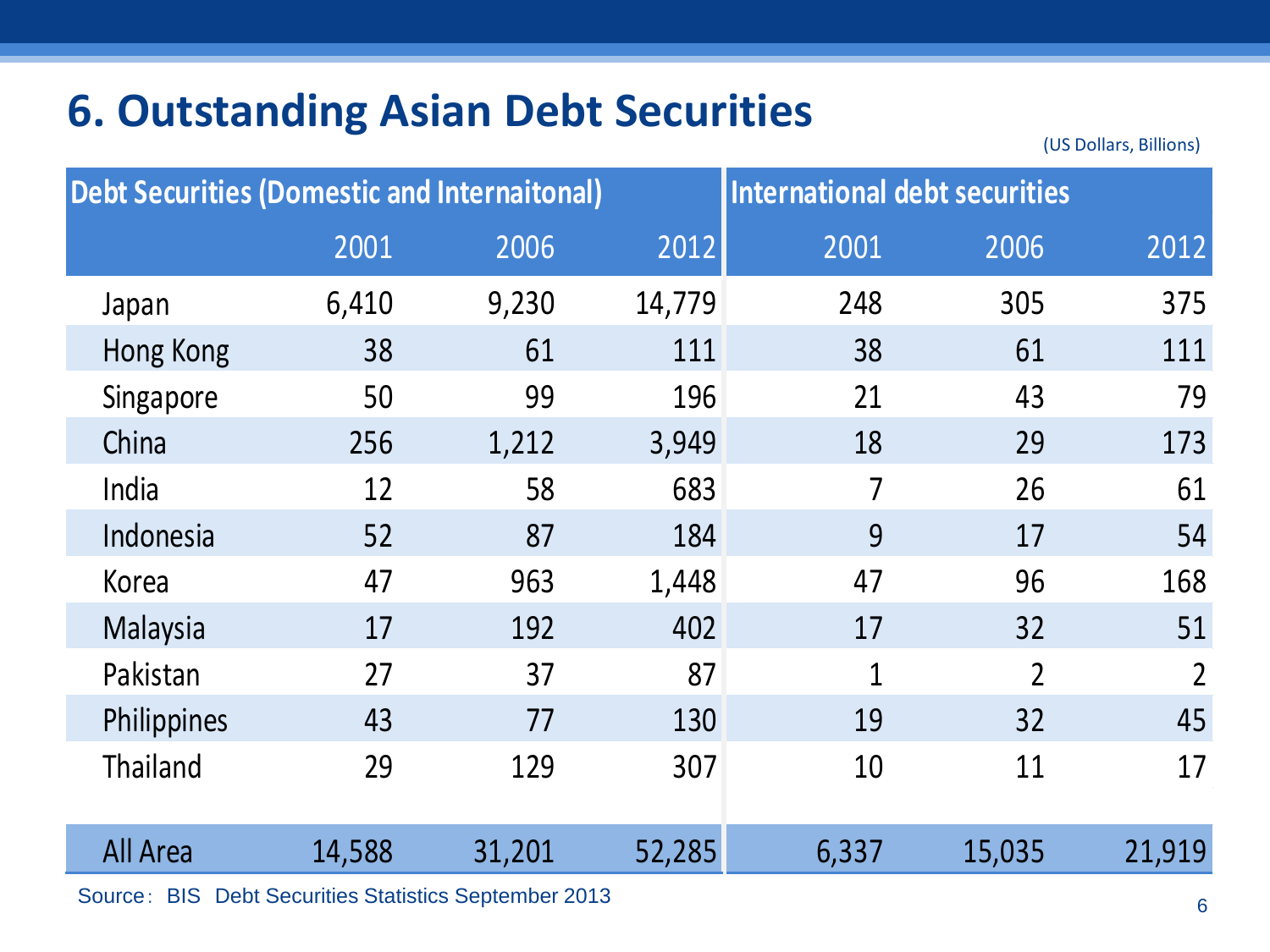# 6. Outstanding Asian Debt Securities

(US Dollars, Billions)

| | Debt Securities (Domestic and Internaitonal) | | | International debt securities | | |
|---|---|---|---|---|---|---|
| | 2001 | 2006 | 2012 | 2001 | 2006 | 2012 |
| Japan | 6,410 | 9,230 | 14,779 | 248 | 305 | 375 |
| Hong Kong | 38 | 61 | 111 | 38 | 61 | 111 |
| Singapore | 50 | 99 | 196 | 21 | 43 | 79 |
| China | 256 | 1,212 | 3,949 | 18 | 29 | 173 |
| India | 12 | 58 | 683 | 7 | 26 | 61 |
| Indonesia | 52 | 87 | 184 | 9 | 17 | 54 |
| Korea | 47 | 963 | 1,448 | 47 | 96 | 168 |
| Malaysia | 17 | 192 | 402 | 17 | 32 | 51 |
| Pakistan | 27 | 37 | 87 | 1 | 2 | 2 |
| Philippines | 43 | 77 | 130 | 19 | 32 | 45 |
| Thailand | 29 | 129 | 307 | 10 | 11 | 17 |
| All Area | 14,588 | 31,201 | 52,285 | 6,337 | 15,035 | 21,919 |

Source：BIS Debt Securities Statistics September 2013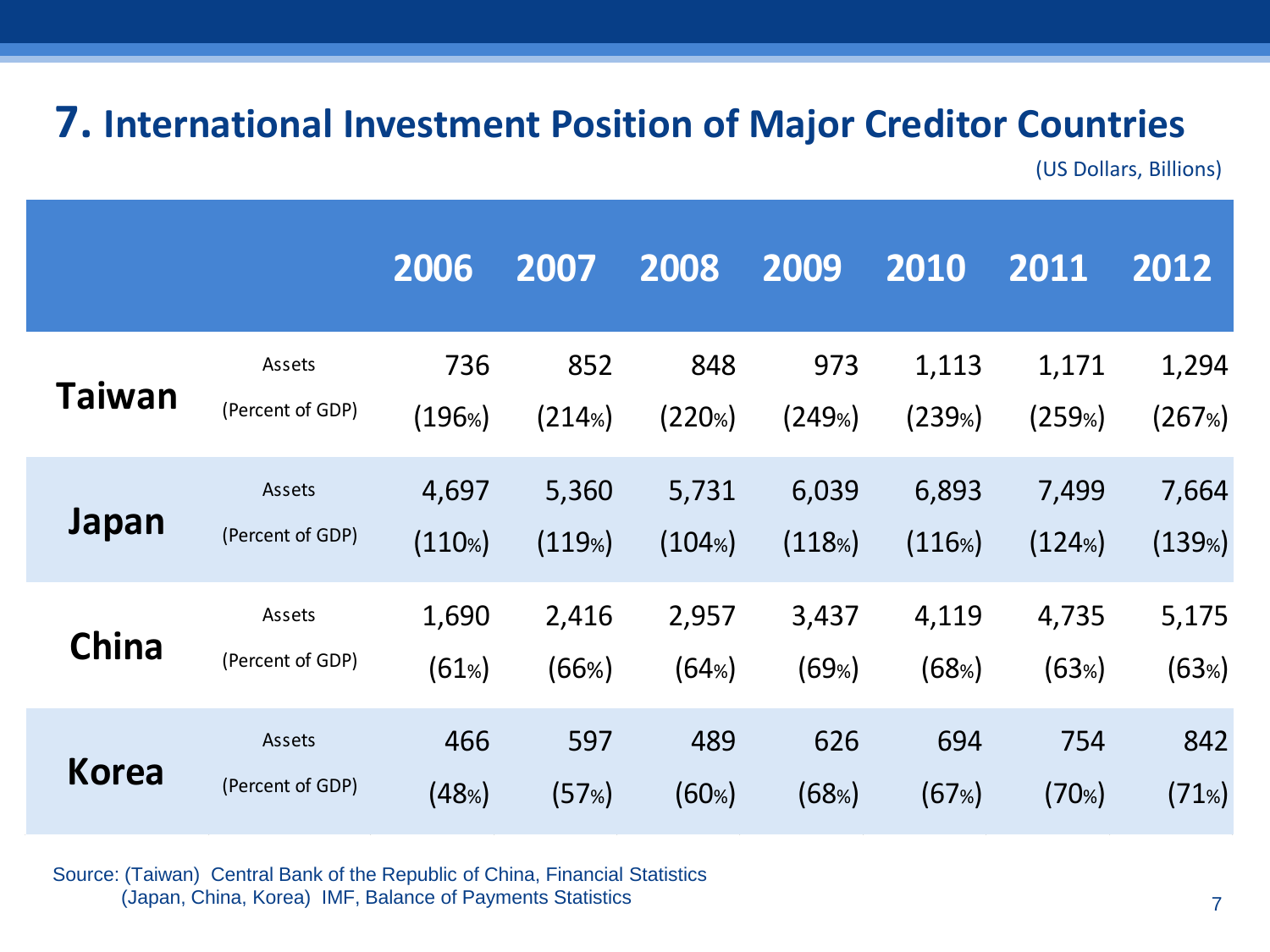## 7. International Investment Position of Major Creditor Countries

(US Dollars, Billions)

| | | 2006 | 2007 | 2008 | 2009 | 2010 | 2011 | 2012 |
|---|---|---|---|---|---|---|---|---|
| **Taiwan** | Assets | 736 | 852 | 848 | 973 | 1,113 | 1,171 | 1,294 |
| | (Percent of GDP) | (196%) | (214%) | (220%) | (249%) | (239%) | (259%) | (267%) |
| **Japan** | Assets | 4,697 | 5,360 | 5,731 | 6,039 | 6,893 | 7,499 | 7,664 |
| | (Percent of GDP) | (110%) | (119%) | (104%) | (118%) | (116%) | (124%) | (139%) |
| **China** | Assets | 1,690 | 2,416 | 2,957 | 3,437 | 4,119 | 4,735 | 5,175 |
| | (Percent of GDP) | (61%) | (66%) | (64%) | (69%) | (68%) | (63%) | (63%) |
| **Korea** | Assets | 466 | 597 | 489 | 626 | 694 | 754 | 842 |
| | (Percent of GDP) | (48%) | (57%) | (60%) | (68%) | (67%) | (70%) | (71%) |

Source: (Taiwan) Central Bank of the Republic of China, Financial Statistics
(Japan, China, Korea) IMF, Balance of Payments Statistics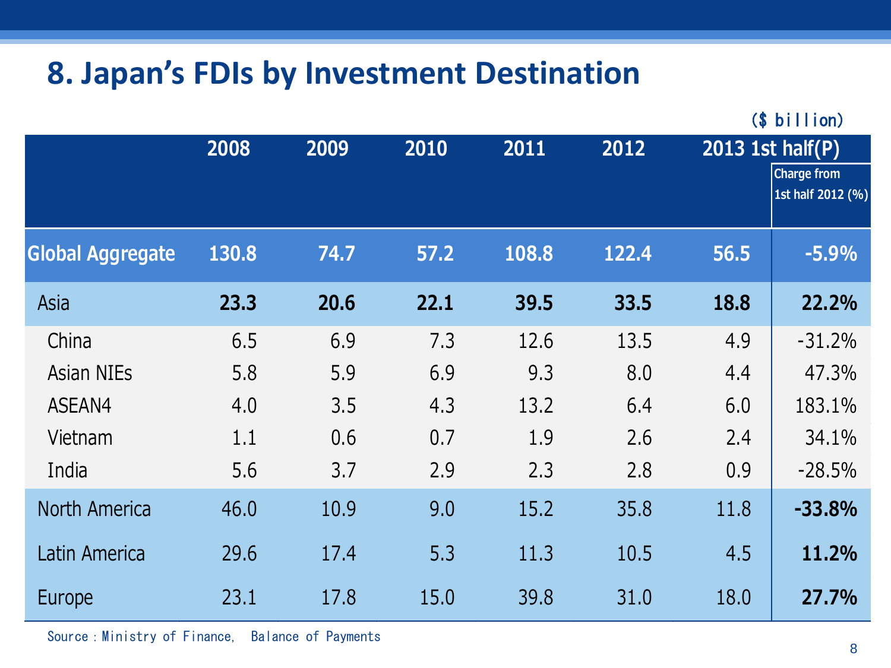# 8. Japan's FDIs by Investment Destination

($ billion)

| | 2008 | 2009 | 2010 | 2011 | 2012 | 2013 1st half(P) | |
|---|---|---|---|---|---|---|---|
| | | | | | | | Charge from 1st half 2012 (%) |
| **Global Aggregate** | **130.8** | **74.7** | **57.2** | **108.8** | **122.4** | **56.5** | **-5.9%** |
| Asia | **23.3** | **20.6** | **22.1** | **39.5** | **33.5** | **18.8** | **22.2%** |
| China | 6.5 | 6.9 | 7.3 | 12.6 | 13.5 | 4.9 | -31.2% |
| Asian NIEs | 5.8 | 5.9 | 6.9 | 9.3 | 8.0 | 4.4 | 47.3% |
| ASEAN4 | 4.0 | 3.5 | 4.3 | 13.2 | 6.4 | 6.0 | 183.1% |
| Vietnam | 1.1 | 0.6 | 0.7 | 1.9 | 2.6 | 2.4 | 34.1% |
| India | 5.6 | 3.7 | 2.9 | 2.3 | 2.8 | 0.9 | -28.5% |
| North America | 46.0 | 10.9 | 9.0 | 15.2 | 35.8 | 11.8 | **-33.8%** |
| Latin America | 29.6 | 17.4 | 5.3 | 11.3 | 10.5 | 4.5 | **11.2%** |
| Europe | 23.1 | 17.8 | 15.0 | 39.8 | 31.0 | 18.0 | **27.7%** |

Source：Ministry of Finance, Balance of Payments